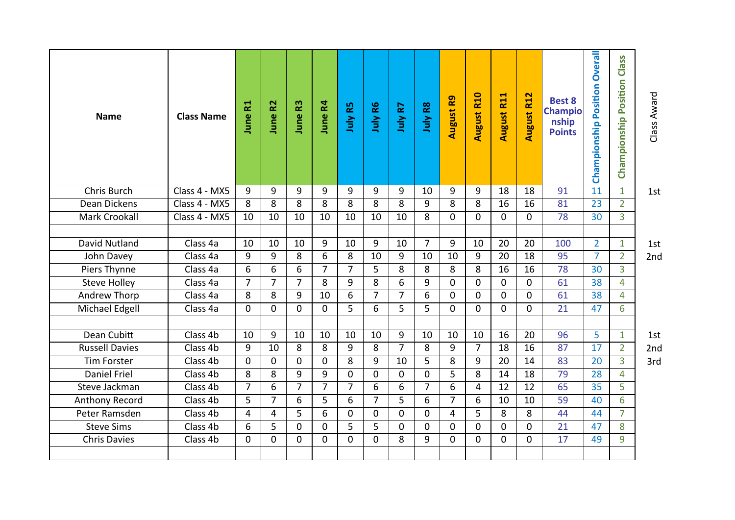| Name | Class Name | June R1 | June R2 | June R3 | June R4 | July R5 | July R6 | July R7 | July R8 | August R9 | August R10 | August R11 | August R12 | Best 8 Championship Points | Championship Position Overall | Championship Position Class | Class Award |
|---|---|---|---|---|---|---|---|---|---|---|---|---|---|---|---|---|---|
| Chris Burch | Class 4 - MX5 | 9 | 9 | 9 | 9 | 9 | 9 | 9 | 10 | 9 | 9 | 18 | 18 | 91 | 11 | 1 | 1st |
| Dean Dickens | Class 4 - MX5 | 8 | 8 | 8 | 8 | 8 | 8 | 8 | 9 | 8 | 8 | 16 | 16 | 81 | 23 | 2 | |
| Mark Crookall | Class 4 - MX5 | 10 | 10 | 10 | 10 | 10 | 10 | 10 | 8 | 0 | 0 | 0 | 0 | 78 | 30 | 3 | |
| | | | | | | | | | | | | | | | | | |
| David Nutland | Class 4a | 10 | 10 | 10 | 9 | 10 | 9 | 10 | 7 | 9 | 10 | 20 | 20 | 100 | 2 | 1 | 1st |
| John Davey | Class 4a | 9 | 9 | 8 | 6 | 8 | 10 | 9 | 10 | 10 | 9 | 20 | 18 | 95 | 7 | 2 | 2nd |
| Piers Thynne | Class 4a | 6 | 6 | 6 | 7 | 7 | 5 | 8 | 8 | 8 | 8 | 16 | 16 | 78 | 30 | 3 | |
| Steve Holley | Class 4a | 7 | 7 | 7 | 8 | 9 | 8 | 6 | 9 | 0 | 0 | 0 | 0 | 61 | 38 | 4 | |
| Andrew Thorp | Class 4a | 8 | 8 | 9 | 10 | 6 | 7 | 7 | 6 | 0 | 0 | 0 | 0 | 61 | 38 | 4 | |
| Michael Edgell | Class 4a | 0 | 0 | 0 | 0 | 5 | 6 | 5 | 5 | 0 | 0 | 0 | 0 | 21 | 47 | 6 | |
| | | | | | | | | | | | | | | | | | |
| Dean Cubitt | Class 4b | 10 | 9 | 10 | 10 | 10 | 10 | 9 | 10 | 10 | 10 | 16 | 20 | 96 | 5 | 1 | 1st |
| Russell Davies | Class 4b | 9 | 10 | 8 | 8 | 9 | 8 | 7 | 8 | 9 | 7 | 18 | 16 | 87 | 17 | 2 | 2nd |
| Tim Forster | Class 4b | 0 | 0 | 0 | 0 | 8 | 9 | 10 | 5 | 8 | 9 | 20 | 14 | 83 | 20 | 3 | 3rd |
| Daniel Friel | Class 4b | 8 | 8 | 9 | 9 | 0 | 0 | 0 | 0 | 5 | 8 | 14 | 18 | 79 | 28 | 4 | |
| Steve Jackman | Class 4b | 7 | 6 | 7 | 7 | 7 | 6 | 6 | 7 | 6 | 4 | 12 | 12 | 65 | 35 | 5 | |
| Anthony Record | Class 4b | 5 | 7 | 6 | 5 | 6 | 7 | 5 | 6 | 7 | 6 | 10 | 10 | 59 | 40 | 6 | |
| Peter Ramsden | Class 4b | 4 | 4 | 5 | 6 | 0 | 0 | 0 | 0 | 4 | 5 | 8 | 8 | 44 | 44 | 7 | |
| Steve Sims | Class 4b | 6 | 5 | 0 | 0 | 5 | 5 | 0 | 0 | 0 | 0 | 0 | 0 | 21 | 47 | 8 | |
| Chris Davies | Class 4b | 0 | 0 | 0 | 0 | 0 | 0 | 8 | 9 | 0 | 0 | 0 | 0 | 17 | 49 | 9 | |
| | | | | | | | | | | | | | | | | | |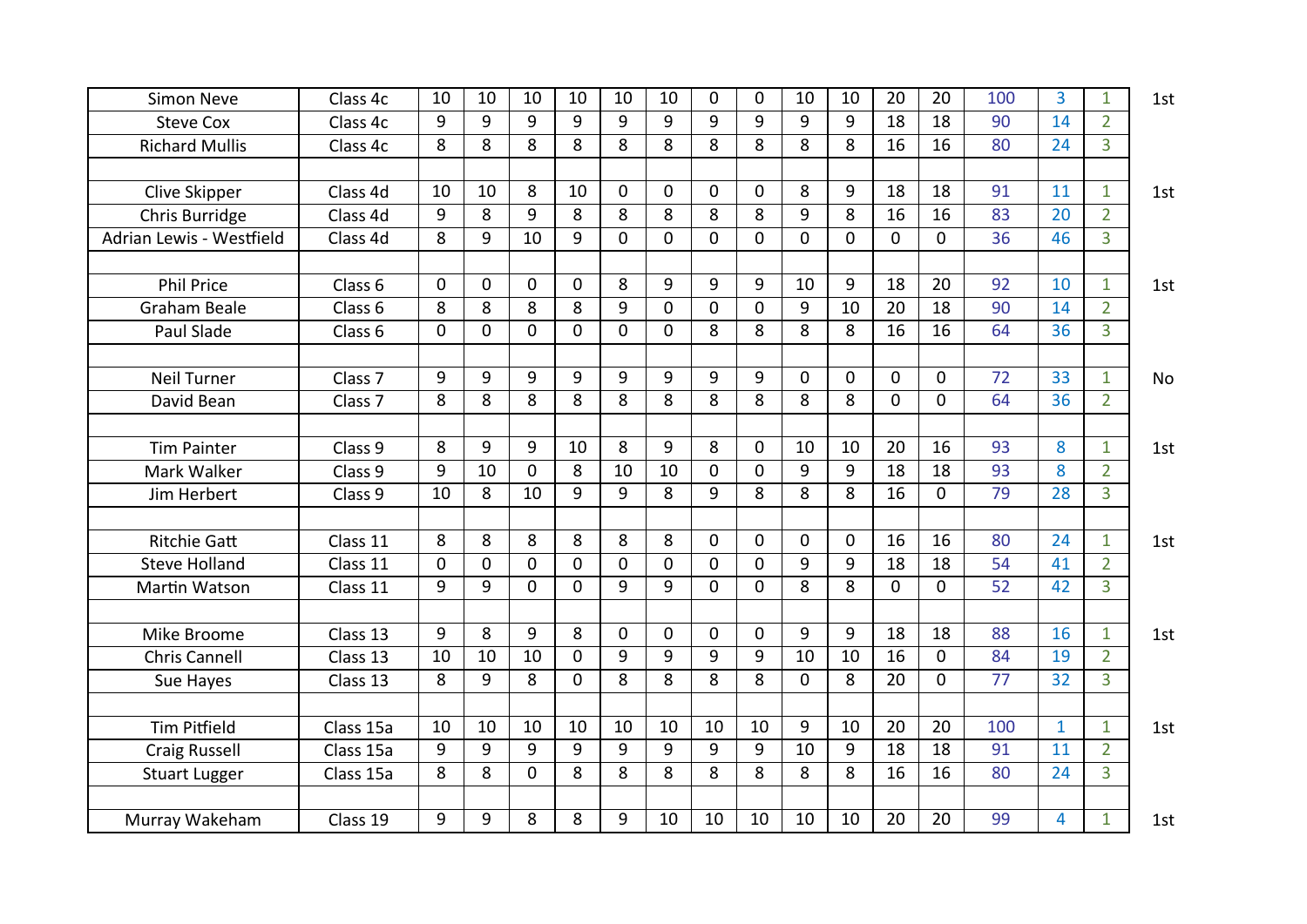| | | | | | | | | | | | | | | | | | |
|---|---|---|---|---|---|---|---|---|---|---|---|---|---|---|---|---|---|
| Simon Neve | Class 4c | 10 | 10 | 10 | 10 | 10 | 10 | 0 | 0 | 10 | 10 | 20 | 20 | 100 | 3 | 1 | 1st |
| Steve Cox | Class 4c | 9 | 9 | 9 | 9 | 9 | 9 | 9 | 9 | 9 | 9 | 18 | 18 | 90 | 14 | 2 | |
| Richard Mullis | Class 4c | 8 | 8 | 8 | 8 | 8 | 8 | 8 | 8 | 8 | 8 | 16 | 16 | 80 | 24 | 3 | |
| | | | | | | | | | | | | | | | | | |
| Clive Skipper | Class 4d | 10 | 10 | 8 | 10 | 0 | 0 | 0 | 0 | 8 | 9 | 18 | 18 | 91 | 11 | 1 | 1st |
| Chris Burridge | Class 4d | 9 | 8 | 9 | 8 | 8 | 8 | 8 | 8 | 9 | 8 | 16 | 16 | 83 | 20 | 2 | |
| Adrian Lewis - Westfield | Class 4d | 8 | 9 | 10 | 9 | 0 | 0 | 0 | 0 | 0 | 0 | 0 | 0 | 36 | 46 | 3 | |
| | | | | | | | | | | | | | | | | | |
| Phil Price | Class 6 | 0 | 0 | 0 | 0 | 8 | 9 | 9 | 9 | 10 | 9 | 18 | 20 | 92 | 10 | 1 | 1st |
| Graham Beale | Class 6 | 8 | 8 | 8 | 8 | 9 | 0 | 0 | 0 | 9 | 10 | 20 | 18 | 90 | 14 | 2 | |
| Paul Slade | Class 6 | 0 | 0 | 0 | 0 | 0 | 0 | 8 | 8 | 8 | 8 | 16 | 16 | 64 | 36 | 3 | |
| | | | | | | | | | | | | | | | | | |
| Neil Turner | Class 7 | 9 | 9 | 9 | 9 | 9 | 9 | 9 | 9 | 0 | 0 | 0 | 0 | 72 | 33 | 1 | No |
| David Bean | Class 7 | 8 | 8 | 8 | 8 | 8 | 8 | 8 | 8 | 8 | 8 | 0 | 0 | 64 | 36 | 2 | |
| | | | | | | | | | | | | | | | | | |
| Tim Painter | Class 9 | 8 | 9 | 9 | 10 | 8 | 9 | 8 | 0 | 10 | 10 | 20 | 16 | 93 | 8 | 1 | 1st |
| Mark Walker | Class 9 | 9 | 10 | 0 | 8 | 10 | 10 | 0 | 0 | 9 | 9 | 18 | 18 | 93 | 8 | 2 | |
| Jim Herbert | Class 9 | 10 | 8 | 10 | 9 | 9 | 8 | 9 | 8 | 8 | 8 | 16 | 0 | 79 | 28 | 3 | |
| | | | | | | | | | | | | | | | | | |
| Ritchie Gatt | Class 11 | 8 | 8 | 8 | 8 | 8 | 8 | 0 | 0 | 0 | 0 | 16 | 16 | 80 | 24 | 1 | 1st |
| Steve Holland | Class 11 | 0 | 0 | 0 | 0 | 0 | 0 | 0 | 0 | 9 | 9 | 18 | 18 | 54 | 41 | 2 | |
| Martin Watson | Class 11 | 9 | 9 | 0 | 0 | 9 | 9 | 0 | 0 | 8 | 8 | 0 | 0 | 52 | 42 | 3 | |
| | | | | | | | | | | | | | | | | | |
| Mike Broome | Class 13 | 9 | 8 | 9 | 8 | 0 | 0 | 0 | 0 | 9 | 9 | 18 | 18 | 88 | 16 | 1 | 1st |
| Chris Cannell | Class 13 | 10 | 10 | 10 | 0 | 9 | 9 | 9 | 9 | 10 | 10 | 16 | 0 | 84 | 19 | 2 | |
| Sue Hayes | Class 13 | 8 | 9 | 8 | 0 | 8 | 8 | 8 | 8 | 0 | 8 | 20 | 0 | 77 | 32 | 3 | |
| | | | | | | | | | | | | | | | | | |
| Tim Pitfield | Class 15a | 10 | 10 | 10 | 10 | 10 | 10 | 10 | 10 | 9 | 10 | 20 | 20 | 100 | 1 | 1 | 1st |
| Craig Russell | Class 15a | 9 | 9 | 9 | 9 | 9 | 9 | 9 | 9 | 10 | 9 | 18 | 18 | 91 | 11 | 2 | |
| Stuart Lugger | Class 15a | 8 | 8 | 0 | 8 | 8 | 8 | 8 | 8 | 8 | 8 | 16 | 16 | 80 | 24 | 3 | |
| | | | | | | | | | | | | | | | | | |
| Murray Wakeham | Class 19 | 9 | 9 | 8 | 8 | 9 | 10 | 10 | 10 | 10 | 10 | 20 | 20 | 99 | 4 | 1 | 1st |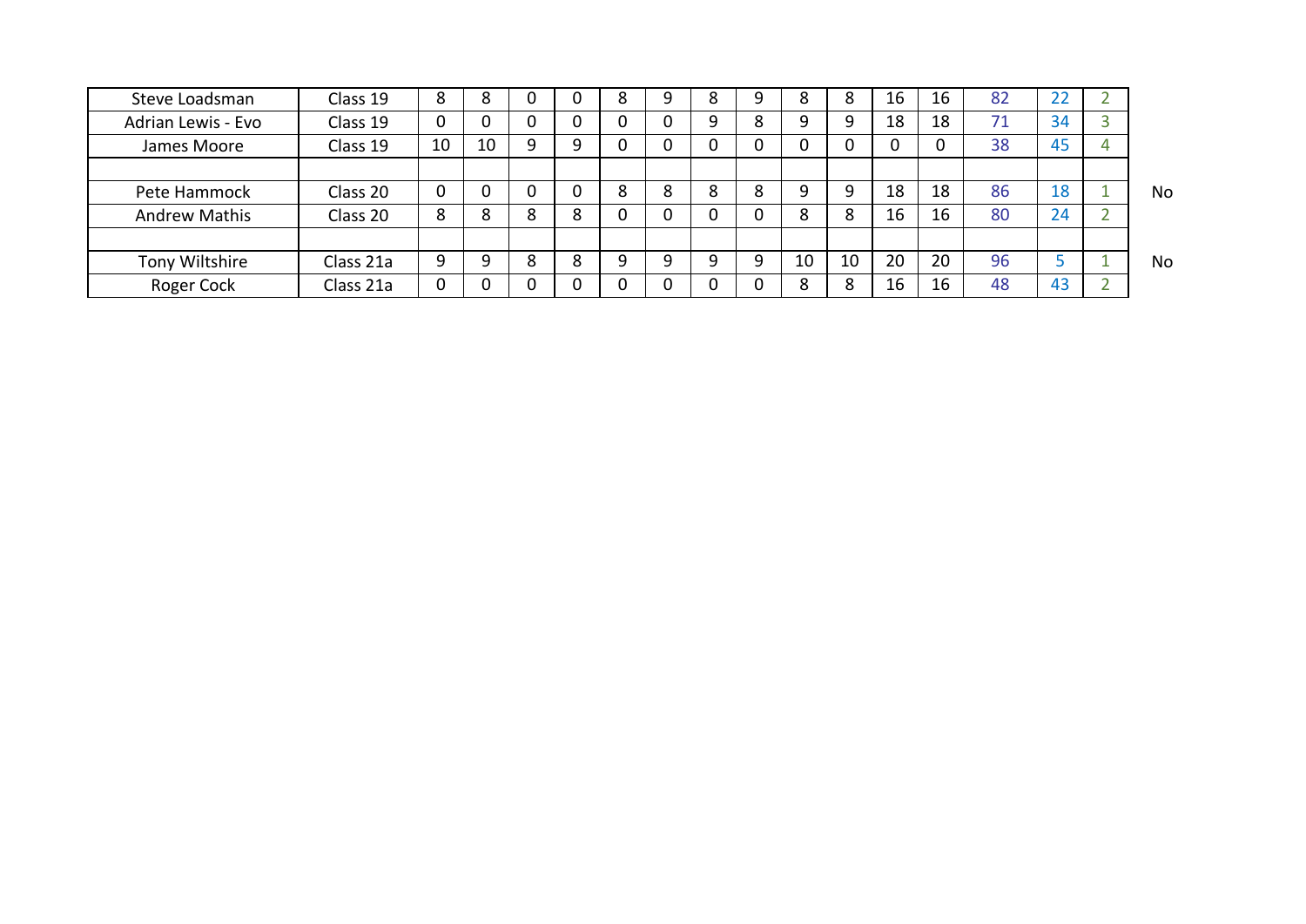| | | | | | | | | | | | | | | | | | |
|---|---|---|---|---|---|---|---|---|---|---|---|---|---|---|---|---|---|
| Steve Loadsman | Class 19 | 8 | 8 | 0 | 0 | 8 | 9 | 8 | 9 | 8 | 8 | 16 | 16 | 82 | 22 | 2 | |
| Adrian Lewis - Evo | Class 19 | 0 | 0 | 0 | 0 | 0 | 0 | 9 | 8 | 9 | 9 | 18 | 18 | 71 | 34 | 3 | |
| James Moore | Class 19 | 10 | 10 | 9 | 9 | 0 | 0 | 0 | 0 | 0 | 0 | 0 | 0 | 38 | 45 | 4 | |
| | | | | | | | | | | | | | | | | | |
| Pete Hammock | Class 20 | 0 | 0 | 0 | 0 | 8 | 8 | 8 | 8 | 9 | 9 | 18 | 18 | 86 | 18 | 1 | No |
| Andrew Mathis | Class 20 | 8 | 8 | 8 | 8 | 0 | 0 | 0 | 0 | 8 | 8 | 16 | 16 | 80 | 24 | 2 | |
| | | | | | | | | | | | | | | | | | |
| Tony Wiltshire | Class 21a | 9 | 9 | 8 | 8 | 9 | 9 | 9 | 9 | 10 | 10 | 20 | 20 | 96 | 5 | 1 | No |
| Roger Cock | Class 21a | 0 | 0 | 0 | 0 | 0 | 0 | 0 | 0 | 8 | 8 | 16 | 16 | 48 | 43 | 2 | |